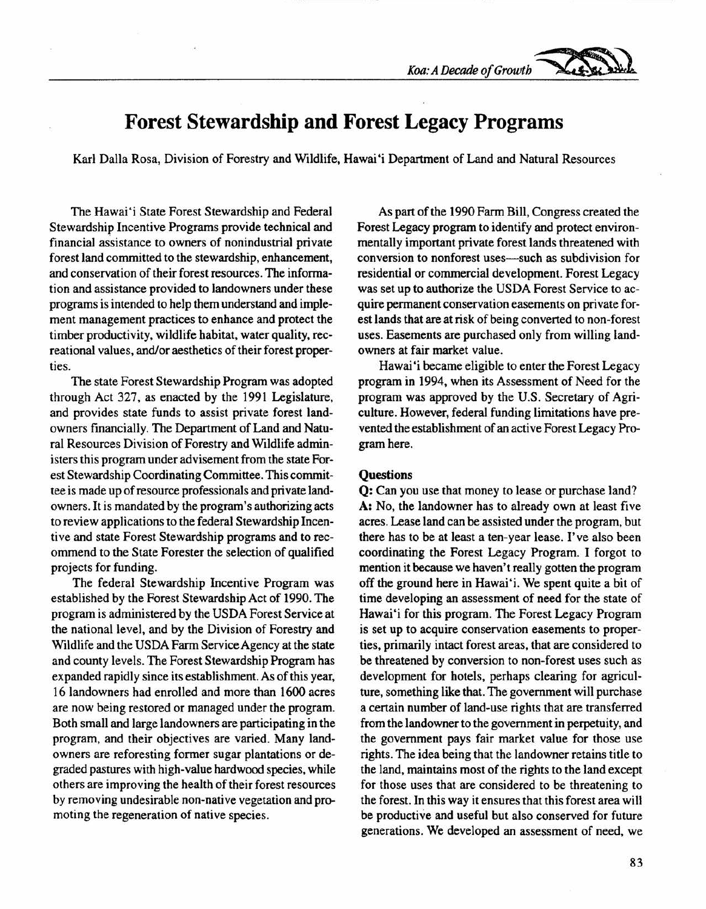# Forest Stewardship and Forest Legacy Programs

Karl Dalla Rosa, Division of Forestry and Wildlife, Hawai'i Department of Land and Natural Resources

The Hawai'i State Forest Stewardship and Federal Stewardship Incentive Programs provide technical and financial assistance to owners of nonindustrial private forest land committed to the stewardship, enhancement, and conservation of their forest resources. The information and assistance provided to landowners under these programs is intended to help them understand and implement management practices to enhance and protect the timber productivity, wildlife habitat, water quality, recreational values, and/or aesthetics of their forest properties.

The state Forest Stewardship Program was adopted through Act 327, as enacted by the 1991 Legislature, and provides state funds to assist private forest landowners financially. The Department of Land and Natural Resources Division of Forestry and Wildlife administers this program under advisement from the state Forest Stewardship Coordinating Committee. This committee is made up of resource professionals and private landowners. It is mandated by the program's authorizing acts to review applications to the federal Stewardship Incentive and state Forest Stewardship programs and to recommend to the State Forester the selection of qualified projects for funding.

The federal Stewardship Incentive Program was established by the Forest Stewardship Act of 1990. The program is administered by the USDA Forest Service at the national level, and by the Division of Forestry and Wildlife and the USDA Farm Service Agency at the state and county levels. The Forest Stewardship Program has expanded rapidly since its establishment. As of this year, 16 landowners had enrolled and more than 1600 acres are now being restored or managed under the program. Both small and large landowners are participating in the program, and their objectives are varied. Many landowners are reforesting former sugar plantations or degraded pastures with high-value hardwood species, while others are improving the health of their forest resources by removing undesirable non-native vegetation and promoting the regeneration of native species.

As part of the 1990 Farm Bill, Congress created the Forest Legacy program to identify and protect environmentally important private forest lands threatened with conversion to nonforest uses—such as subdivision for residential or commercial development. Forest Legacy was set up to authorize the USDA Forest Service to acquire permanent conservation easements on private forest lands that are at risk of being converted to non-forest uses. Easements are purchased only from willing landowners at fair market value.

Hawai'i became eligible to enter the Forest Legacy program in 1994, when its Assessment of Need for the program was approved by the U.S. Secretary of Agriculture. However, federal funding limitations have prevented the establishment of an active Forest Legacy Program here.

### Questions

**Q:** Can you use that money to lease or purchase land?

**A:** No, the landowner has to already own at least five acres. Lease land can be assisted under the program, but there has to be at least a ten-year lease. I've also been coordinating the Forest Legacy Program. I forgot to mention it because we haven't really gotten the program off the ground here in Hawai'i. We spent quite a bit of time developing an assessment of need for the state of Hawai'i for this program. The Forest Legacy Program is set up to acquire conservation easements to properties, primarily intact forest areas, that are considered to be threatened by conversion to non-forest uses such as development for hotels, perhaps clearing for agriculture, something like that. The government will purchase a certain number of land-use rights that are transferred from the landowner to the government in perpetuity, and the government pays fair market value for those use rights. The idea being that the landowner retains title to the land, maintains most of the rights to the land except for those uses that are considered to be threatening to the forest. In this way it ensures that this forest area will be productive and useful but also conserved for future generations. We developed an assessment of need, we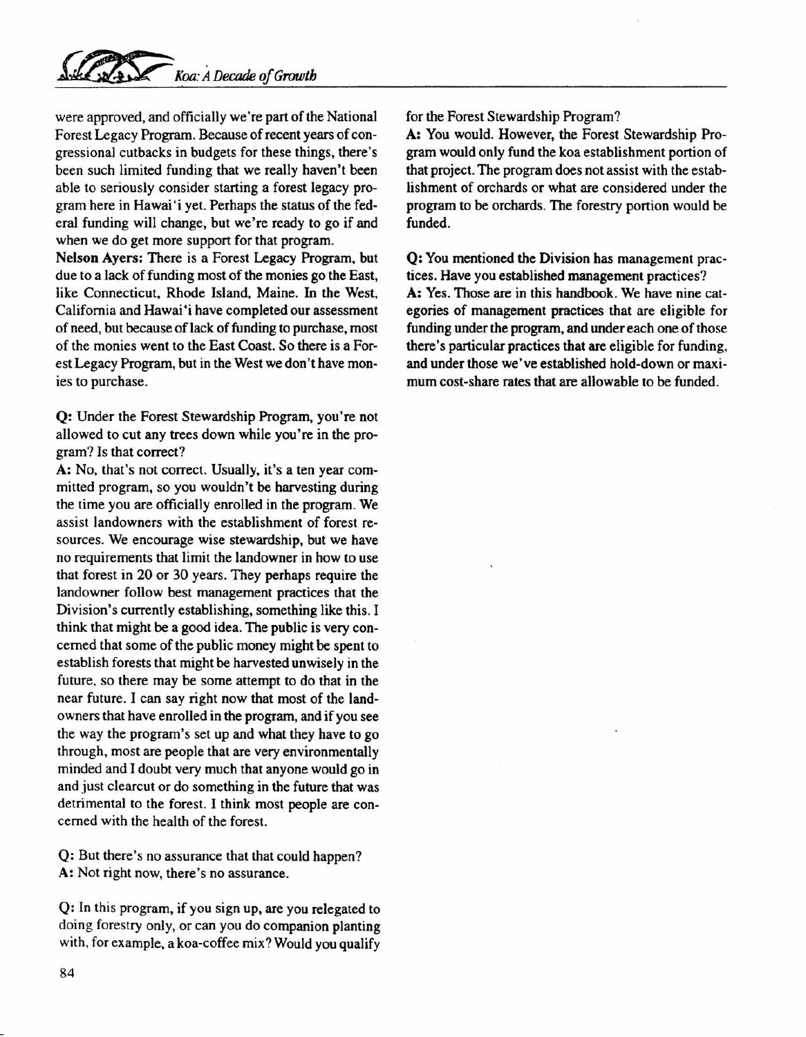were approved, and officially we're part of the National Forest Legacy Program. Because of recent years of congressional cutbacks in budgets for these things, there's been such limited funding that we really haven't been able to seriously consider starting a forest legacy program here in Hawai'i yet. Perhaps the status of the federal funding will change, but we're ready to go if and when we do get more support for that program.

**Nelson Ayers:** There is a Forest Legacy Program, but due to a lack of funding most of the monies go the East, like Connecticut, Rhode Island, Maine. In the West, California and Hawai'i have completed our assessment of need, but because of lack of funding to purchase, most of the monies went to the East Coast. So there is a Forest Legacy Program, but in the West we don't have monies to purchase.

**Q:** Under the Forest Stewardship Program, you're not allowed to cut any trees down while you're in the program? Is that correct?

**A:** No, that's not correct. Usually, it's a ten year committed program, so you wouldn't be harvesting during the time you are officially enrolled in the program. We assist landowners with the establishment of forest resources. We encourage wise stewardship, but we have no requirements that limit the landowner in how to use that forest in 20 or 30 years. They perhaps require the landowner follow best management practices that the Division's currently establishing, something like this. I think that might be a good idea. The public is very concerned that some of the public money might be spent to establish forests that might be harvested unwisely in the future, so there may be some attempt to do that in the near future. I can say right now that most of the landowners that have enrolled in the program, and if you see the way the program's set up and what they have to go through, most are people that are very environmentally minded and I doubt very much that anyone would go in and just clearcut or do something in the future that was detrimental to the forest. I think most people are concerned with the health of the forest.

**Q:** But there's no assurance that that could happen?

**A:** Not right now, there's no assurance.

**Q:** In this program, if you sign up, are you relegated to doing forestry only, or can you do companion planting with, for example, a koa-coffee mix? Would you qualify for the Forest Stewardship Program?

**A:** You would. However, the Forest Stewardship Program would only fund the koa establishment portion of that project. The program does not assist with the establishment of orchards or what are considered under the program to be orchards. The forestry portion would be funded.

**Q:** You mentioned the Division has management practices. Have you established management practices?

**A:** Yes. Those are in this handbook. We have nine categories of management practices that are eligible for funding under the program, and under each one of those there's particular practices that are eligible for funding, and under those we've established hold-down or maximum cost-share rates that are allowable to be funded.